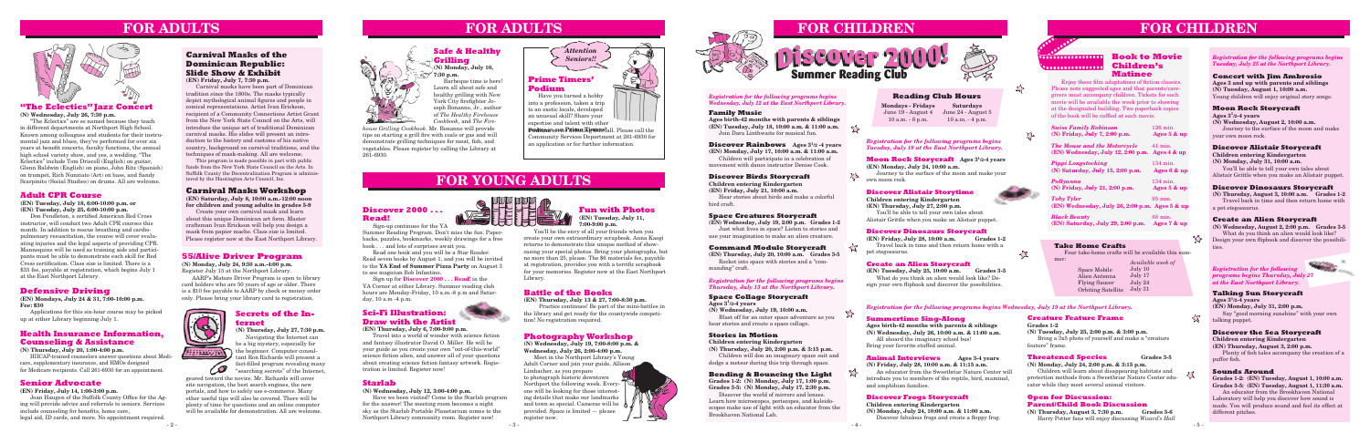# FOR ADULTS

## "The Eclectics" Jazz Concert

**(N) Wednesday, July 26, 7:30 p.m.**

"The Eclectics" are so named because they teach in different departments at Northport High School. Known among colleagues and students for their instrumental jazz and blues, they've performed for over six years at benefit concerts, faculty functions, the annual high school variety show, and yes, a wedding. "The Eclectics" include Tom Draxell (English) on guitar, Glenn Baldwin (English) on piano, John Ritz (Spanish) on trumpet, Rich Nunziato (Art) on bass, and Sandy Scarpinito (Social Studies) on drums. All are welcome.

## Adult CPR Course

**(EN) Tuesday, July 18, 6:00-10:00 p.m. or**
**(EN) Tuesday, July 25, 6:00-10:00 p.m.**

Dee Pendleton, a certified American Red Cross instructor, will conduct two Adult CPR courses this month. In addition to rescue breathing and cardiopulmonary resuscitation, the course will cover evaluating injuries and the legal aspects of providing CPR. Mannequins will be used as training aids and participants must be able to demonstrate each skill for Red Cross certification. Class size is limited. There is a $35 fee, payable at registration, which begins July 1 at the East Northport Library.

## Defensive Driving

**(EN) Mondays, July 24 & 31, 7:00-10:00 p.m.**
**Fee: $30**

Applications for this six-hour course may be picked up at either Library beginning July 1.

## Health Insurance Information, Counseling & Assistance

**(N) Thursday, July 20, 1:00-4:00 p.m.**

HIICAP-trained counselors answer questions about Medicare, supplementary insurance, and HMOs designed for Medicare recipients. Call 261-6930 for an appointment.

## Senior Advocate

**(EN) Friday, July 14, 1:00-3:00 p.m.**

Joan Haupin of the Suffolk County Office for the Aging will provide advice and referrals to seniors. Services include counseling for benefits, home care, legal aid, ID cards, and more. No appointment required.

## Carnival Masks of the Dominican Republic: Slide Show & Exhibit

**(EN) Friday, July 7, 7:30 p.m.**

Carnival masks have been part of Dominican tradition since the 1800s. The masks typically depict mythological animal figures and people in comical representations. Artist Ivan Erickson, recipient of a Community Connections Artist Grant from the New York State Council on the Arts, will introduce the unique art of traditional Dominican carnival masks. His slides will present an introduction to the history and customs of his native country, background on carnival traditions, and the techniques of mask-making. All are welcome.

This program is made possible in part with public funds from the New York State Council on the Arts. In Suffolk County the Decentralization Program is administered by the Huntington Arts Council, Inc.

## Carnival Mask Workshop

**(EN) Saturday, July 8, 10:00 a.m.-12:00 noon for children and young adults in grades 5-12**

Create your own carnival mask and learn about the unique Dominican art form. Master craftsman Ivan Erickson will help you design a mask from papier mache. Class size is limited. Please register now at the East Northport Library.

## 55/Alive Driver Program

**(N) Monday, July 24, 9:30 a.m.-4:30 p.m.**

Register July 15 at the Northport Library.

AARP's Mature Driver Program is open to library card holders who are 50 years of age or older. There is a $10 fee payable to AARP by check or money order only. Please bring your library card to registration.

## Secrets of the Internet

**(N) Thursday, July 27, 7:30 p.m.**

Navigating the Internet can be a big mystery, especially for the beginner. Computer consultant Ron Richards will present a fast-filled program revealing many "searching secrets" of the Internet, geared toward the novice. Mr. Richards will cover site navigation, the best search engines, the new portals, and how to safely use e-commerce. Many other useful tips will also be covered. There will be plenty of time for questions and an online computer will be available for demonstration. All are welcome.

## Safe & Healthy Grilling

**(N) Monday, July 10, 7:30 p.m.**

Barbeque time is here! Learn all about safe and healthy grilling with New York City firefighter Joseph Bonanno, Jr., author of *The Healthy Firehouse Cookbook*, and *The Firehouse Grilling Cookbook*. Mr. Bonanno will provide tips on starting a grill fire with coals or gas and will demonstrate grilling techniques for meat, fish, and vegetables. Please register by calling the Library at 261-6930.

## Prime Timers' Podium

*Attention Seniors!!*

Have you turned a hobby into a profession, taken a trip to an exotic locale, developed an unusual skill? Share your expertise and talent with other seniors at the Prime Timers' Podium. Please call the Community Services Department at 261-6930 for an application or for further information.

# FOR YOUNG ADULTS

## Discover 2000 . . . Read!

Sign-up continues for the YA Summer Reading Program. Don't miss the fun. Paperbacks, puzzles, bookmarks, weekly drawings for a free book . . . and lots of surprises await you.

Read one book and you will be a Star Reader. Read seven books by August 1, and you will be invited to the **YA End of Summer Pizza Party** on August 2 to see magician Bob Infantino.

Sign up for **Discover 2000 . . . Read!** in the YA Corner at either Library. Summer reading club hours are Monday-Friday, 10 a.m.-8 p.m. and Saturday, 10 a.m.-4 p.m.

## Sci-Fi Illustration: Draw with the Artist

**(EN) Thursday, July 6, 7:00-9:00 p.m.**

Travel into a world of wonder with science fiction and fantasy illustrator David O. Miller. He will be your guide as you create your own "out-of-this-world" science fiction alien, and answer all of your questions about creating science fiction fantasy artwork. Registration is limited. Register now!

## Starlab

**(N) Wednesday, July 12, 3:00-4:00 p.m.**

Have you been visited? Come to the Starlab program for the answer! The meeting room becomes a night sky as the Starlab Portable Planetarium comes to the Northport Library community room. Register now!

## Fun with Photos

**(EN) Tuesday, July 11, 7:00-9:00 p.m.**

You'll be the envy of all your friends when you create your own extraordinary scrapbook. Anna Kaegi returns to demonstrate this unique method of showcasing your special photos. Bring your photographs, but no more than 25, please. The $6 materials fee, payable at registration, provides you with a terrific scrapbook for your memories. Register now at the East Northport Library.

## Battle of the Books

**(N) Thursday, July 13 & 27, 7:00-8:30 p.m.**

Practice continues! Be part of the mini-battles in the library and get ready for the countywide competition! No registration required.

## Photography Workshop

**(N) Wednesday, July 19, 7:00-8:00 p.m. & Wednesday, July 26, 2:00-4:00 p.m.**

Meet in the Northport Library's Young Adult Corner and join your guide, Allison Limbacher, as you prepare to photograph historic downtown Northport the following week. Everyone will be looking for these interesting details that make our landmarks and town so special. Cameras will be provided. Space is limited — please register now.

# FOR CHILDREN

# Discover 2000! Summer Reading Club

## Reading Club Hours

| Mondays - Fridays | Saturdays |
|---|---|
| June 19 - August 4 | June 24 - August 5 |
| 10 a.m. - 8 p.m. | 10 a.m. - 4 p.m. |

*Registration for the following programs begins Wednesday, July 12 at the East Northport Library.*

## Family Music

**Ages birth-42 months with parents & siblings**
**(EN) Tuesday, July 18, 10:00 a.m. & 11:00 a.m.**

Join Dara Linthwaite for musical fun.

## Discover Rainbows

**Ages 3½-4 years**
**(EN) Monday, July 17, 10:00 a.m. & 11:00 a.m.**

Children will participate in a celebration of movement with dance instructor Denise Cook.

## Discover Birds Storycraft

**Children entering Kindergarten**
**(EN) Friday, July 21, 10:00 a.m.**

Hear stories about birds and make a colorful bird craft.

## Space Creatures Storycraft

**(EN) Wednesday, July 19, 2:00 p.m. Grades 1-2**

Just what lives in space? Listen to stories and use your imagination to make an alien creature.

## Command Module Storycraft

**(EN) Thursday, July 20, 10:00 a.m. Grades 3-5**

Rocket into space with stories and a "commanding" craft.

*Registration for the following programs begins Thursday, July 13 at the Northport Library.*

## Space Collage Storycraft

**Ages 3½-5 years**
**(N) Wednesday, July 19, 10:00 a.m.**

Blast off for an outer space adventure as you hear stories and create a space collage.

## Stories in Motion

**Children entering Kindergarten**
**(N) Thursday, July 20, 2:00 p.m. & 3:15 p.m.**

Children will don an imaginary space suit and dodge a meteor during this trip through space.

## Bending & Bouncing the Light

**Grades 1-2: (N) Monday, July 17, 1:00 p.m.**
**Grades 3-5: (N) Monday, July 17, 2:30 p.m.**

Discover the world of mirrors and lenses. Learn how microscopes, periscopes, and kaleidoscopes make use of light with an educator from the Brookhaven National Lab.

*Registration for the following programs begins Tuesday, July 18 at the East Northport Library.*

## Moon Rock Storycraft

**Ages 3½-5 years**
**(EN) Monday, July 24, 10:00 a.m.**

Travel to the surface of the moon and make your own moon rock.

## Discover Alistair Storytime

**Children entering Kindergarten**
**(EN) Thursday, July 27, 2:00 p.m.**

You'll be able to tell your own tales about Alistair Grittle when you make an Alistair puppet.

## Discover Dinosaurs Storycraft

**(EN) Friday, July 28, 10:00 a.m. Grades 1-2**

Travel back in time and then return home with a pet stegosaurus.

## Create an Alien Storycraft

**(EN) Tuesday, July 25, 10:00 a.m. Grades 3-5**

What do you think an alien would look like? Design your own flipbook and discover the possibilities.

*Registration for the following programs begins Wednesday, July 19 at the Northport Library.*

## Summertime Sing-Along

**Ages birth-42 months with parents & siblings**
**(N) Wednesday, July 26, 10:00 a.m. & 11:00 a.m.**

All aboard the imaginary school bus! Bring your favorite stuffed animal.

## Animal Interviews

**Ages 3-4 years**
**(N) Friday, July 28, 10:00 a.m. & 11:15 a.m.**

An educator from the Sweetbriar Nature Center will introduce you to members of the reptile, bird, mammal, and amphibian families.

## Discover Frogs Storycraft

**Children entering Kindergarten**
**(N) Monday, July 24, 10:00 a.m. & 11:00 a.m.**

Discover fabulous frogs and create a floppy frog.

## Creature Feature Frame

**Grades 1-2**
**(N) Tuesday, July 25, 2:00 p.m. & 3:00 p.m.**

Bring a 3x5 photo of yourself and make a "creature feature" frame.

## Threatened Species

**Grades 3-5**
**(N) Monday, July 24, 2:00 p.m. & 3:15 p.m.**

Children will learn about disappearing habitats and protection methods from a Sweetbriar Nature Center educator while they meet several animal visitors.

## Open for Discussion: Parent/Child Book Discussion

**(N) Thursday, August 3, 7:30 p.m. Grades 5-6**

Harry Potter fans will enjoy discussing *Wizard's Hall*

## Book to Movie Children's Matinee

Enjoy these film adaptations of fiction classics. Please note suggested ages and that parents/caregivers must accompany children. Tickets for each movie will be available the week prior to showing at the designated building. Two paperback copies of the book will be raffled at each movie.

| Title | Length | Ages |
|---|---|---|
| *Swiss Family Robinson* (N) Friday, July 7, 2:00 p.m. | 126 min. | Ages 5 & up |
| *The Mouse and the Motorcycle* (EN) Wednesday, July 12, 2:00 p.m. | 41 min. | Ages 4 & up |
| *Pippi Longstocking* (N) Saturday, July 15, 2:00 p.m. | 134 min. | Ages 4 & up |
| *Pollyanna* (N) Friday, July 21, 2:00 p.m. | 134 min. | Ages 5 & up |
| *Toby Tyler* (EN) Wednesday, July 26, 2:00 p.m. | 95 min. | Ages 5 & up |
| *Black Beauty* (EN) Saturday, July 29, 2:00 p.m. | 88 min. | Ages 7 & up |

## Take Home Crafts

Four take-home crafts will be available this summer:

| | Available week of |
|---|---|
| Space Mobile | July 10 |
| Alien Antenna | July 17 |
| Flying Saucer | July 24 |
| Orbiting Satellite | July 31 |

*Registration for the following programs begins Tuesday, July 25 at the Northport Library.*

## Concert with Jim Ambrosio

**Ages 3 and up with parents and siblings**
**(N) Tuesday, August 1, 10:00 a.m.**

Young children will enjoy original story songs.

## Moon Rock Storycraft

**Ages 3½-5 years**
**(N) Wednesday, August 2, 10:00 a.m.**

Journey to the surface of the moon and make your own moon rock.

## Discover Alistair Storycraft

**Children entering Kindergarten**
**(N) Monday, July 31, 10:00 a.m.**

You'll be able to tell your own tales about Alistair Grittle when you make an Alistair puppet.

## Discover Dinosaurs Storycraft

**(N) Thursday, August 3, 10:00 a.m. Grades 1-2**

Travel back in time and then return home with a pet stegosaurus.

## Create an Alien Storycraft

**(N) Wednesday, August 2, 2:00 p.m. Grades 3-5**

What do you think an alien would look like? Design your own flipbook and discover the possibilities.

*Registration for the following programs begins Thursday, July 27 at the East Northport Library.*

## Talking Sun Storycraft

**Ages 3½-5 years**
**(EN) Monday, July 31, 2:00 p.m.**

Say "good morning sunshine" with your own talking puppet.

## Discover the Sea Storycraft

**Children entering Kindergarten**
**(EN) Thursday, August 3, 2:00 p.m.**

Plenty of fish tales accompany the creation of a puffer fish.

## Sounds Around

**Grades 1-2: (EN) Tuesday, August 1, 10:00 a.m.**
**Grades 3-5: (EN) Tuesday, August 1, 11:30 a.m.**

An educator from the Brookhaven National Laboratory will help you discover how sound is made. You will produce sound and feel its effect on different pitches.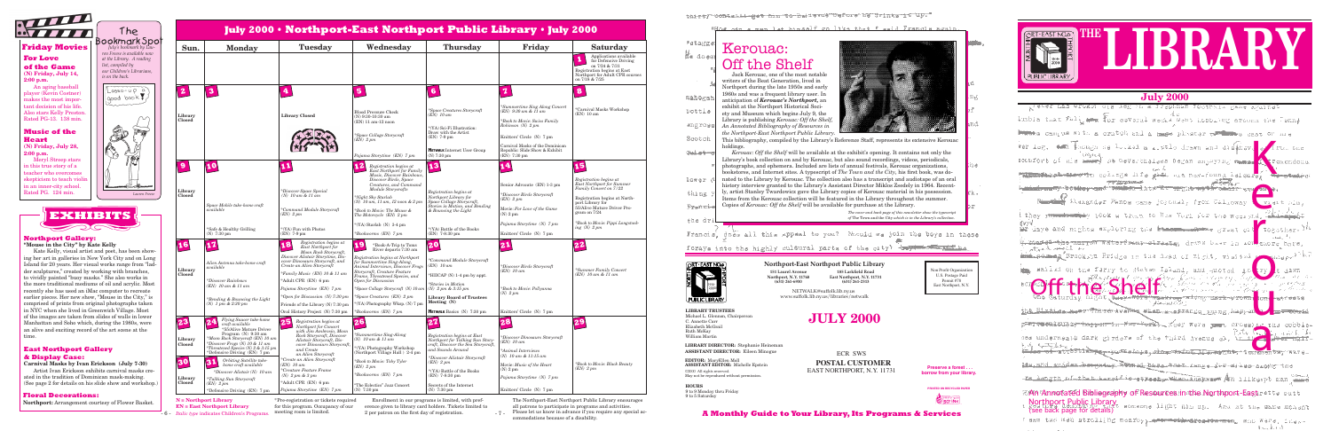# The BookmarkSpot

*Kids' bookmark by Lauren Feren is available now at the Library. A reading list, compiled by our Children's Librarians, is on the back.*

Lauren Feren

# Friday Movies

## For Love of the Game

**(N) Friday, July 14, 2:00 p.m.**

An aging baseball player (Kevin Costner) makes the most important decision of his life. Also stars Kelly Preston. Rated PG-13. 138 min.

## Music of the Heart

**(N) Friday, July 28, 2:00 p.m.**

Meryl Streep stars in this true story of a teacher who overcomes skepticism to teach violin in an inner-city school. Rated PG. 124 min.

# EXHIBITS

## Northport Gallery:

### "Mouse in the City" by Kate Kelly

Kate Kelly, visual artist and poet, has been showing her art in galleries in New York City and on Long Island for 20 years. Her visual works range from "ladder sculptures," created by working with branches, to vividly painted "busy masks." She also works in the more traditional mediums of oil and acrylic. Most recently she has used an iMac computer to recreate earlier pieces. Her new show, "Mouse in the City," is comprised of prints from original photographs taken in NYC when she lived in Greenwich Village. Most of the images are taken from slides of walls in lower Manhattan and Soho which, during the 1980s, were an alive and exciting record of the art scene at the time.

## East Northport Gallery & Display Case:

**Carnival Masks by Ivan Erickson (July 7-30)**

Artist Ivan Erickson exhibits carnival masks created in the tradition of Dominican mask-making. (See page 2 for details on his slide show and workshop.)

## Floral Decorations:

**Northport:** Arrangement courtesy of Flower Basket.

# July 2000 • Northport-East Northport Public Library • July 2000

| Sun. | Monday | Tuesday | Wednesday | Thursday | Friday | Saturday |
|---|---|---|---|---|---|---|
| | | | | | | **1** Applications available for Defensive Driving on 7/24 & 7/31. Registration begins at East Northport for Adult CPR courses on 7/18 & 7/25 |
| **2** Library Closed | **3** | **4** Library Closed | **5** Blood Pressure Check (N) 9:30-10:30 am (EN) 11 am-12 noon. *Space College Storycraft (EN) 2 pm. *Pajama Storytime (EN) 7 pm* | **6** *Space Creatures Storycraft (EN) 10 am*. *YA/Sci-Fi Illustration: Draw with the Artist (EN) 7-9 pm. **NETWALK** Internet User Group (N) 7:30 pm | **7** *Summertime Sing-Along Concert (EN) 9:30 am & 11 am*. *Back to Basics: Swiss Family Robinson (N) 2 pm*. Knitters' Circle (N) 7 pm. Carnival Masks of the Dominican Republic: Slide Show & Exhibit (EN) 7:30 pm | **8** *Carnival Masks Workshop (EN) 10 am* |
| **9** Library Closed | **10** Space Mobile take-home craft available. *Safe & Healthy Grilling (N) 7:30 pm | **11** *Discover Space Special (N) 10 am & 11 am*. *Command Module Storycraft (EN) 2 pm*. *YA/Fun with Photos (EN) 7-9 pm | **12** Registration begins at East Northport for Family Music, Discover Rainbows, Discover Birds, Space Creatures, and Command Module Storycrafts. *Night Sky Starlab (N) 10 am, 11 am, 12 noon & 2 pm*. *Back to Basics: The Mouse & The Motorcycle (EN) 2 pm*. *YA/Starlab (N) 3-4 pm. *Bookworms (EN) 7 pm* | **13** Registration begins at Northport Library for Space College Storycraft; Stories in Motion, and Reading & Bouncing the Light. *YA/ Battle of the Books (EN) 7-8:30 pm | **14** Senior Advocate (EN) 1-3 pm. *Discover Birds Storycraft (EN) 2 pm*. Movie: For Love of the Game (N) 2 pm. *Pajama Storytime (N) 7 pm* | **15** Registration begins at East Northport for Summer Family Concert on 7/22. Registration begins at Northport for 55/Alive Mature Driver Program on 7/24. *Back to Basics: Pippi Longstocking (N) 2 pm* |
| **16** Library Closed | **17** Alien Antenna take-home craft available. *Dinosaur Rainbows (EN) 10 am & 11 am*. *Reading & Bouncing the Light (N) 1 pm & 2:30 pm* | **18** Registration begins at East Northport for Moon Rock Storycraft, Dinosaur Alphabet Storytime, Discover Dinosaurs Storycraft, and Create an Alien Storycraft. *Family Music (EN) 10 & 11 am*. *Adult CPR (EN) 6 pm. *Pajama Storytime (EN) 7 pm*. *Open for Discussion (N) 7:30 pm. Friends of the Library (N) 7:30 pm. Oral History Project (N) 7:30 pm | **19** *Book-A-Trip-to-Tame River departs 7:30 am. Registration begins at Northport for Summertime Sing-Along, Animal Interviews, Dinosaur Bingo Storycraft, Creature Feature Frame, Threatened Species, and Open for Discussion. *Space College Storycraft (N) 10 am*. *Space Creatures (EN) 2 pm*. *YA/Photography Wkshp. (N) 7 pm. *Bookworms (EN) 7 pm* | **20** *Command Module Storycraft (N) 10 am*. *HIICAP (N) 1-4 pm by appt. *Stories in Motion (N) 2 pm & 3:15 pm*. **Library Board of Trustees Meeting (N)**. **NETWALK** Basics (N) 7:30 pm | **21** *Discover Birds Storycraft (EN) 10 am*. *Back to Basics: Pollyanna (N) 2 pm*. Knitters' Circle (N) 7 pm | **22** *Summer Family Concert (EN) 10 am & 11 am* |
| **23** Library Closed | **24** *Flying Saucer take-home craft available*. *55/Alive Mature Driver Program (N) 9:30 am*. *Moon Rock Storycraft (EN) 10 am*. *Dinosaur Frogs (N) 10 & 11 am*. *Threatened Species (N) 2 & 3:15 pm*. *Defensive Driving (EN) 7 pm | **25** Registration begins at East Northport for Concert with Jim Anderson, Moon Rock Storycraft, Dinosaur Alphabet Storycraft, Discover Dinosaurs Storycraft, and Create an Alien Storycraft. *Create an Alien Storycraft (EN) 10 am*. *Creature Feature Frame (N) 2 pm & 3 pm*. *Adult CPR (EN) 6 pm. *Pajama Storytime (EN) 7 pm* | **26** *Summertime Sing-Along (N) 10 am & 11 am*. *YA/ Photography Workshop (Northport Village Hall) 2-6 pm. *Back to Basics: Toby Tyler (EN) 2 pm*. *Bookworms (EN) 7 pm*. *The Selected" Jazz Concert (N) 7:30 pm | **27** Registration begins at East Northport for Talking Sun Storycraft, Discover the Sea Storycraft, and Sounds Around. *Dinosaur Alphabet Storycraft (EN) 2 pm*. *YA/Battle of the Books (EN) 7-8:30 pm. Secrets of the Internet (N) 7:30 pm | **28** *Discover Dinosaurs Storycraft (EN) 10 am*. *Animal Interviews (N) 10 am & 11:15 am*. Movie: Music of the Heart (N) 2 pm. *Pajama Storytime (N) 7 pm*. Knitters' Circle (N) 7 pm | **29** |
| **30** Library Closed | **31** *Orbiting Satellite take-home craft available*. *Dinosaur Aliens (N) 10 am*. *Talking Sun Storycraft (EN) 2 pm*. *Defensive Driving (EN) 7 pm | | | | | *Back to Basics: Black Beauty (EN) 2 pm* |

**N = Northport Library**
**EN = East Northport Library**
*Italic type indicates Children's Programs.*

*Pre-registration or tickets required for this program. Changes of our meeting room is limited.

Enrollment in our programs is limited, with preference given to library card holders. Tickets limited to 2 per patron on the first day of registration.

The Northport-East Northport Public Library encourages all patrons to participate in programs and activities. Please let us know in advance if you require any special accommodations because of a disability.

# THE LIBRARY

## July 2000

# Kerouac: Off the Shelf

Jack Kerouac, one of the most notable writers of the Beat Generation, lived in Northport during the late 1950s and early 1960s and was a frequent library user. In anticipation of ***Kerouac's Northport***, an exhibit at the Northport Historical Society and Museum which begins July 9, the Library is publishing *Kerouac: Off the Shelf; An Annotated Bibliography of Resources in the Northport-East Northport Public Library*.

This bibliography, compiled by the Library's Reference Staff, represents its extensive Kerouac holdings.

*Kerouac: Off the Shelf* will be available at the exhibit's opening. It contains not only the Library's book collection on and by Kerouac, but also sound recordings, videos, periodicals, photographs, and ephemera. Included are lists of annual festivals, Kerouac organizations, bookstores, and Internet sites. A typescript of *The Town and the City*, his first book, was donated to the Library by Kerouac. The collection also has a transcript and audiotape of an oral history interview granted to the Library's Assistant Director Miklos Zeedyk in 1964. Recently, Library Trustee Stan Twardowicz gave the Library copies of Kerouac material in his possession. Items from the Kerouac collection will be featured in the Library throughout the summer. Copies of *Kerouac: Off the Shelf* will be available for purchase at the Library.

*The cover and back page of this newsletter show the typescript of The Town and the City which is in the Library's collection.*

An Annotated Bibliography of Resources in the Northport-East Northport Public Library (see back page for details)

## Northport-East Northport Public Library

151 Laurel Avenue
Northport, N.Y. 11768
(631) 261-6930

185 Larkfield Road
East Northport, N.Y. 11731
(631) 261-2313

NETWALK@suffolk.lib.ny.us
www.suffolk.lib.ny.us/libraries/netwalk

Non-Profit Organization
U.S. Postage Paid
Permit #79
East Northport, N.Y.

# JULY 2000

**LIBRARY TRUSTEES**
Michael L. Glennon, Chairperson
C. Annette Carr
Elizabeth McDonal
Ruth Malloy
William Martin

**LIBRARY DIRECTOR:** Stephanie Heineman
**ASSISTANT DIRECTOR:** Eileen Minogue

**EDITOR:** MaryEllen Mall
**ASSISTANT EDITOR:** Michelle Epstein

©2000 All rights reserved.
May not be reproduced without permission.

**HOURS**
9 to 9 Monday thru Friday
9 to 5 Saturday

ECR SWS
**POSTAL CUSTOMER**
EAST NORTHPORT, N.Y. 11731

**Preserve a forest . . . borrow from your library.**

# A Monthly Guide to Your Library, Its Programs & Services